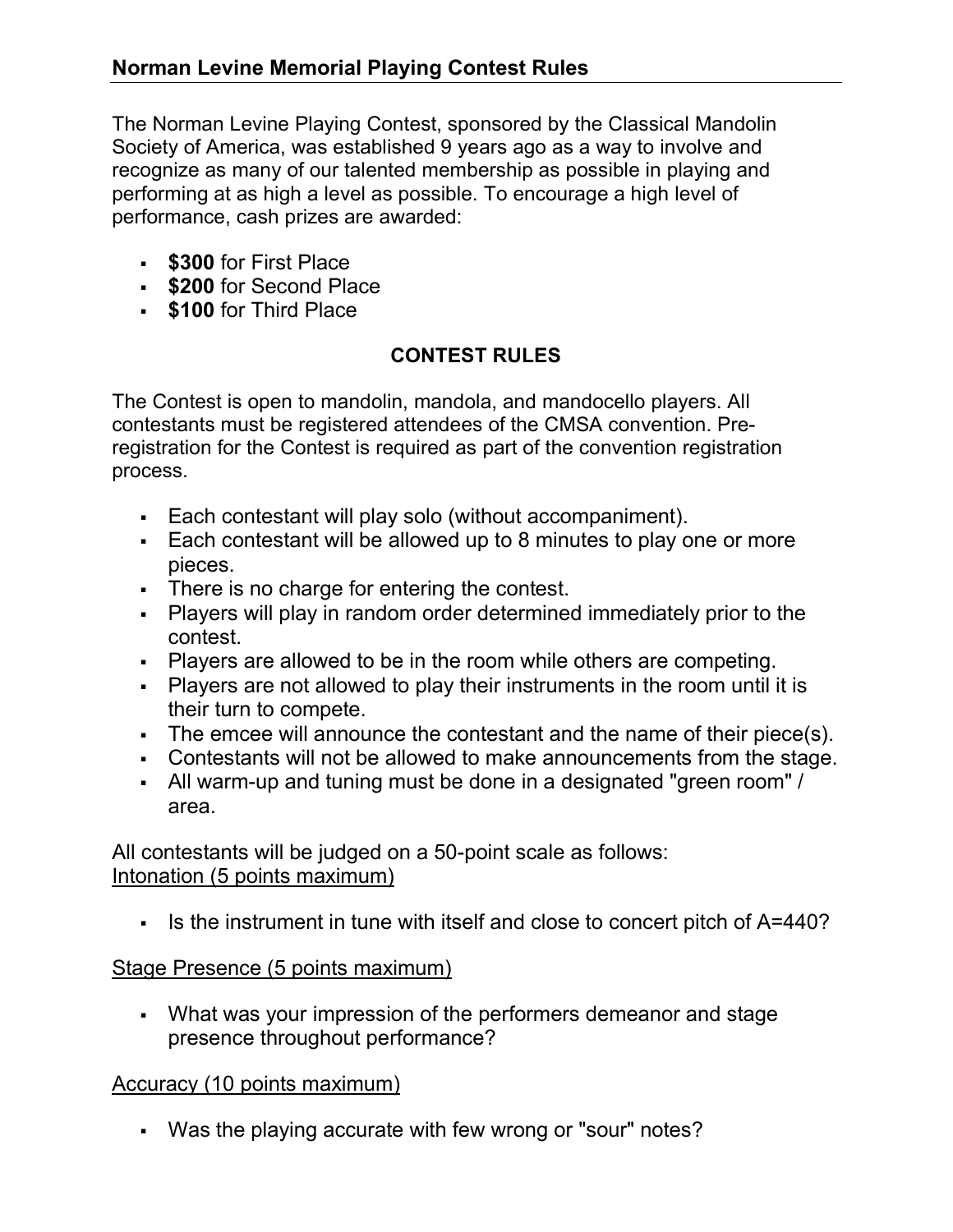## Norman Levine Memorial Playing Contest Rules

The Norman Levine Playing Contest, sponsored by the Classical Mandolin Society of America, was established 9 years ago as a way to involve and recognize as many of our talented membership as possible in playing and performing at as high a level as possible. To encourage a high level of performance, cash prizes are awarded:

- **$300** for First Place
- **$200** for Second Place
- **$100** for Third Place

### CONTEST RULES

The Contest is open to mandolin, mandola, and mandocello players. All contestants must be registered attendees of the CMSA convention. Pre-registration for the Contest is required as part of the convention registration process.

- Each contestant will play solo (without accompaniment).
- Each contestant will be allowed up to 8 minutes to play one or more pieces.
- There is no charge for entering the contest.
- Players will play in random order determined immediately prior to the contest.
- Players are allowed to be in the room while others are competing.
- Players are not allowed to play their instruments in the room until it is their turn to compete.
- The emcee will announce the contestant and the name of their piece(s).
- Contestants will not be allowed to make announcements from the stage.
- All warm-up and tuning must be done in a designated "green room" / area.

All contestants will be judged on a 50-point scale as follows:

<u>Intonation (5 points maximum)</u>

- Is the instrument in tune with itself and close to concert pitch of A=440?

<u>Stage Presence (5 points maximum)</u>

- What was your impression of the performers demeanor and stage presence throughout performance?

<u>Accuracy (10 points maximum)</u>

- Was the playing accurate with few wrong or "sour" notes?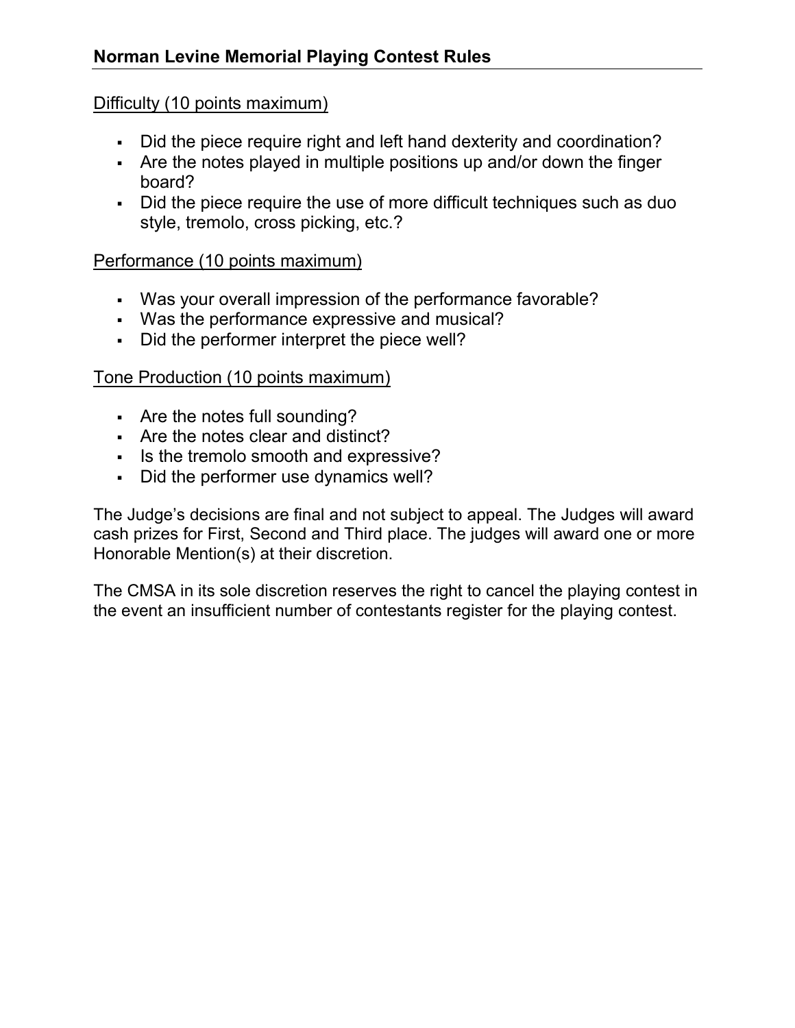## Norman Levine Memorial Playing Contest Rules

Difficulty (10 points maximum)

- Did the piece require right and left hand dexterity and coordination?
- Are the notes played in multiple positions up and/or down the finger board?
- Did the piece require the use of more difficult techniques such as duo style, tremolo, cross picking, etc.?

Performance (10 points maximum)

- Was your overall impression of the performance favorable?
- Was the performance expressive and musical?
- Did the performer interpret the piece well?

Tone Production (10 points maximum)

- Are the notes full sounding?
- Are the notes clear and distinct?
- Is the tremolo smooth and expressive?
- Did the performer use dynamics well?

The Judge's decisions are final and not subject to appeal. The Judges will award cash prizes for First, Second and Third place. The judges will award one or more Honorable Mention(s) at their discretion.

The CMSA in its sole discretion reserves the right to cancel the playing contest in the event an insufficient number of contestants register for the playing contest.